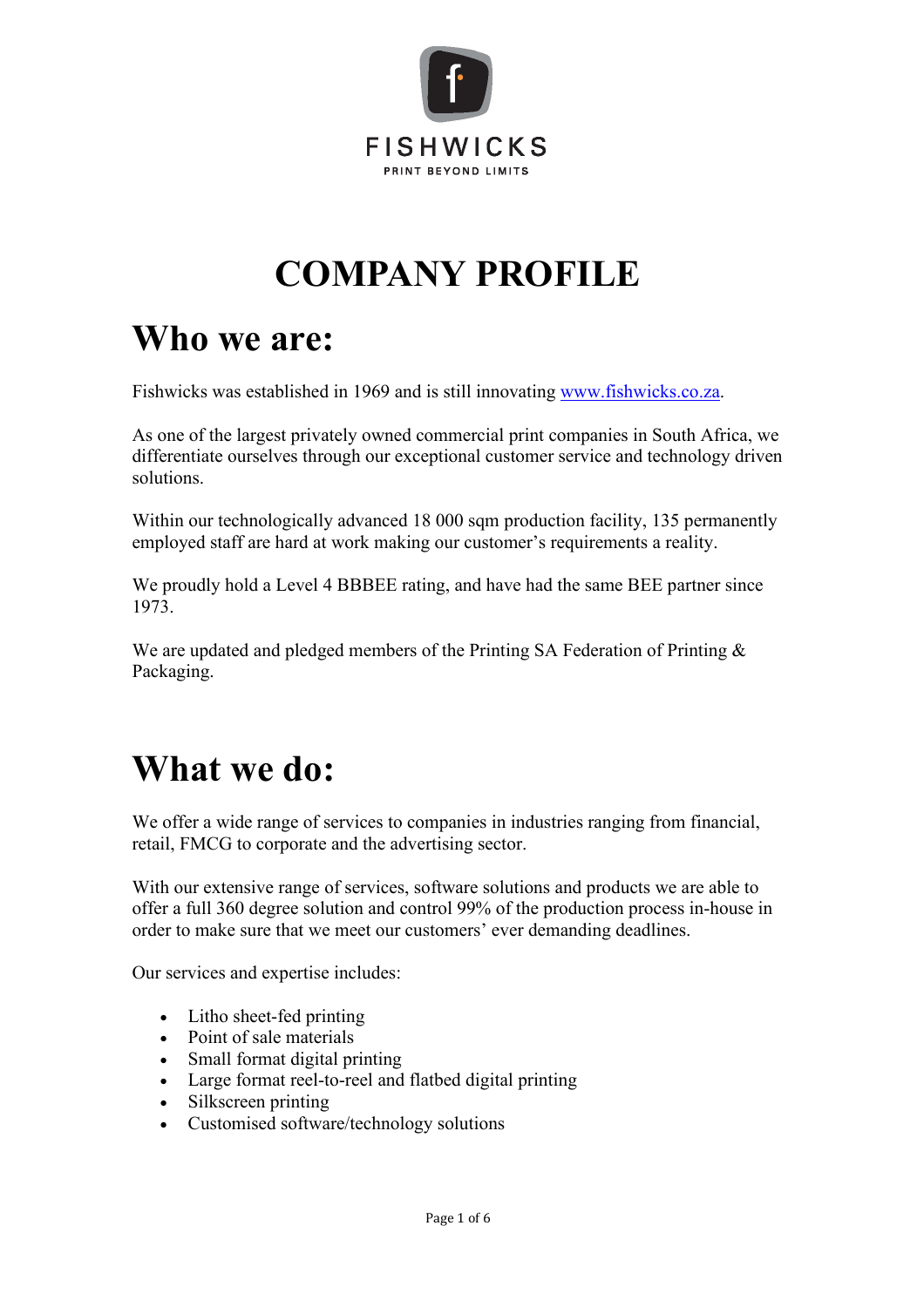FISHWICKS

PRINT BEYOND LIMITS

# COMPANY PROFILE

## Who we are:

Fishwicks was established in 1969 and is still innovating [www.fishwicks.co.za](http://www.fishwicks.co.za).

As one of the largest privately owned commercial print companies in South Africa, we differentiate ourselves through our exceptional customer service and technology driven solutions.

Within our technologically advanced 18 000 sqm production facility, 135 permanently employed staff are hard at work making our customer's requirements a reality.

We proudly hold a Level 4 BBBEE rating, and have had the same BEE partner since 1973.

We are updated and pledged members of the Printing SA Federation of Printing & Packaging.

## What we do:

We offer a wide range of services to companies in industries ranging from financial, retail, FMCG to corporate and the advertising sector.

With our extensive range of services, software solutions and products we are able to offer a full 360 degree solution and control 99% of the production process in-house in order to make sure that we meet our customers' ever demanding deadlines.

Our services and expertise includes:

- Litho sheet-fed printing
- Point of sale materials
- Small format digital printing
- Large format reel-to-reel and flatbed digital printing
- Silkscreen printing
- Customised software/technology solutions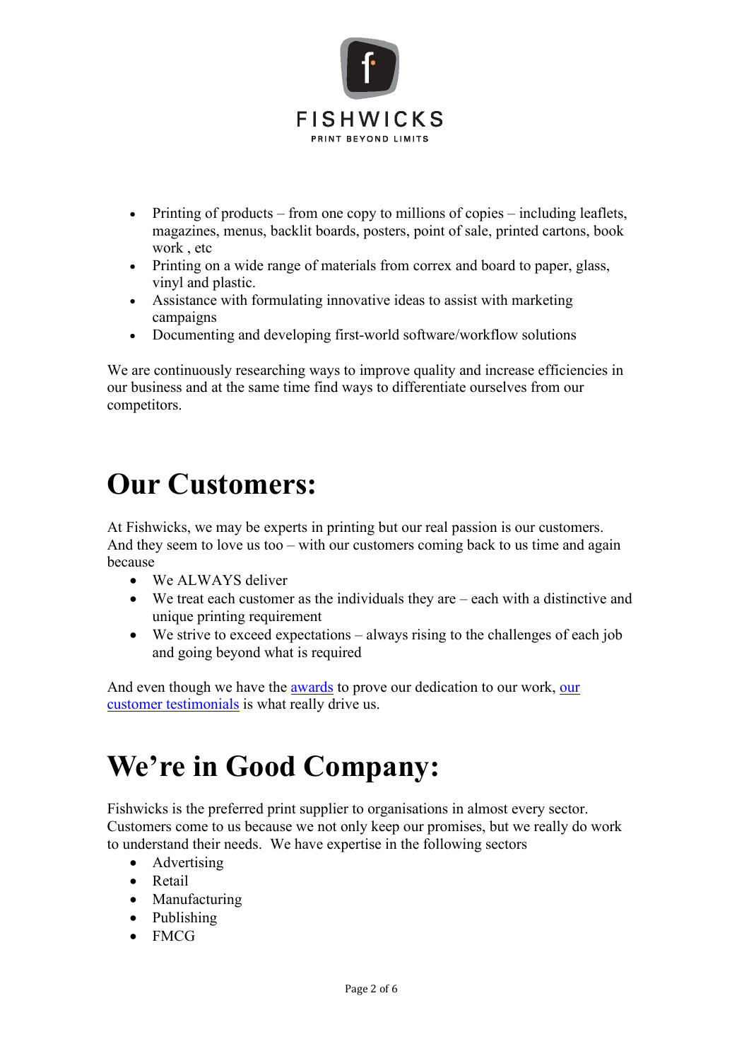- Printing of products – from one copy to millions of copies – including leaflets, magazines, menus, backlit boards, posters, point of sale, printed cartons, book work , etc
- Printing on a wide range of materials from correx and board to paper, glass, vinyl and plastic.
- Assistance with formulating innovative ideas to assist with marketing campaigns
- Documenting and developing first-world software/workflow solutions

We are continuously researching ways to improve quality and increase efficiencies in our business and at the same time find ways to differentiate ourselves from our competitors.

# Our Customers:

At Fishwicks, we may be experts in printing but our real passion is our customers. And they seem to love us too – with our customers coming back to us time and again because

- We ALWAYS deliver
- We treat each customer as the individuals they are – each with a distinctive and unique printing requirement
- We strive to exceed expectations – always rising to the challenges of each job and going beyond what is required

And even though we have the awards to prove our dedication to our work, our customer testimonials is what really drive us.

# We're in Good Company:

Fishwicks is the preferred print supplier to organisations in almost every sector. Customers come to us because we not only keep our promises, but we really do work to understand their needs. We have expertise in the following sectors

- Advertising
- Retail
- Manufacturing
- Publishing
- FMCG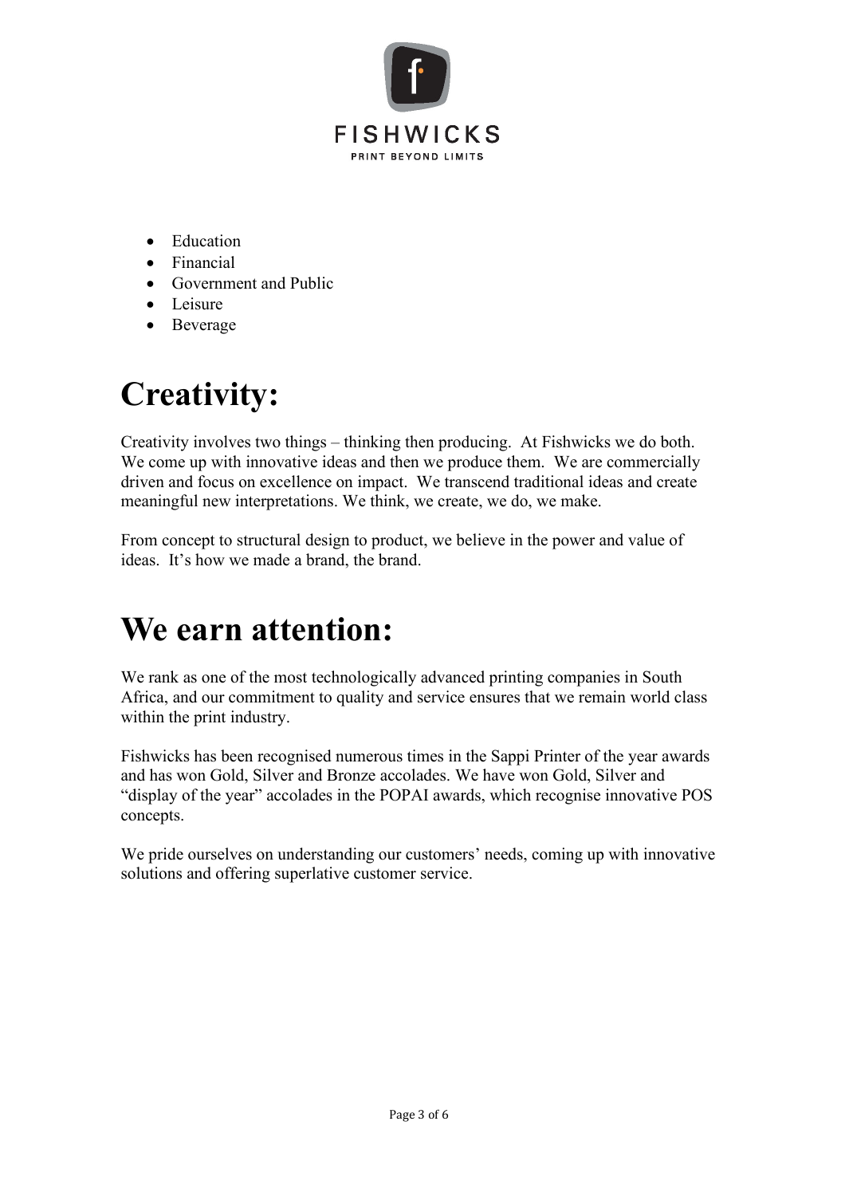- Education
- Financial
- Government and Public
- Leisure
- Beverage

# Creativity:

Creativity involves two things – thinking then producing. At Fishwicks we do both. We come up with innovative ideas and then we produce them. We are commercially driven and focus on excellence on impact. We transcend traditional ideas and create meaningful new interpretations. We think, we create, we do, we make.

From concept to structural design to product, we believe in the power and value of ideas. It's how we made a brand, the brand.

# We earn attention:

We rank as one of the most technologically advanced printing companies in South Africa, and our commitment to quality and service ensures that we remain world class within the print industry.

Fishwicks has been recognised numerous times in the Sappi Printer of the year awards and has won Gold, Silver and Bronze accolades. We have won Gold, Silver and "display of the year" accolades in the POPAI awards, which recognise innovative POS concepts.

We pride ourselves on understanding our customers' needs, coming up with innovative solutions and offering superlative customer service.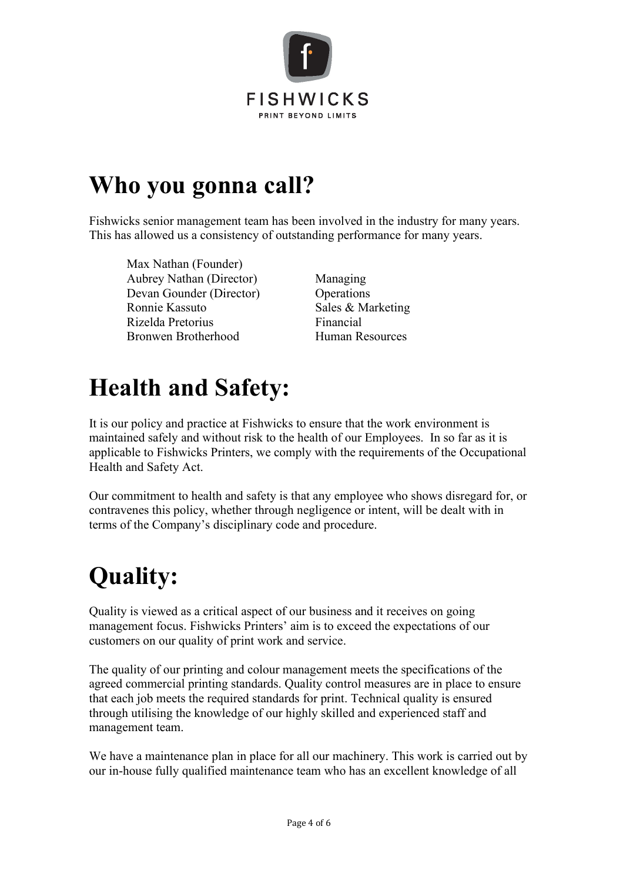# Who you gonna call?

Fishwicks senior management team has been involved in the industry for many years. This has allowed us a consistency of outstanding performance for many years.

| | |
|---|---|
| Max Nathan (Founder) | |
| Aubrey Nathan (Director) | Managing |
| Devan Gounder (Director) | Operations |
| Ronnie Kassuto | Sales & Marketing |
| Rizelda Pretorius | Financial |
| Bronwen Brotherhood | Human Resources |

# Health and Safety:

It is our policy and practice at Fishwicks to ensure that the work environment is maintained safely and without risk to the health of our Employees. In so far as it is applicable to Fishwicks Printers, we comply with the requirements of the Occupational Health and Safety Act.

Our commitment to health and safety is that any employee who shows disregard for, or contravenes this policy, whether through negligence or intent, will be dealt with in terms of the Company's disciplinary code and procedure.

# Quality:

Quality is viewed as a critical aspect of our business and it receives on going management focus. Fishwicks Printers' aim is to exceed the expectations of our customers on our quality of print work and service.

The quality of our printing and colour management meets the specifications of the agreed commercial printing standards. Quality control measures are in place to ensure that each job meets the required standards for print. Technical quality is ensured through utilising the knowledge of our highly skilled and experienced staff and management team.

We have a maintenance plan in place for all our machinery. This work is carried out by our in-house fully qualified maintenance team who has an excellent knowledge of all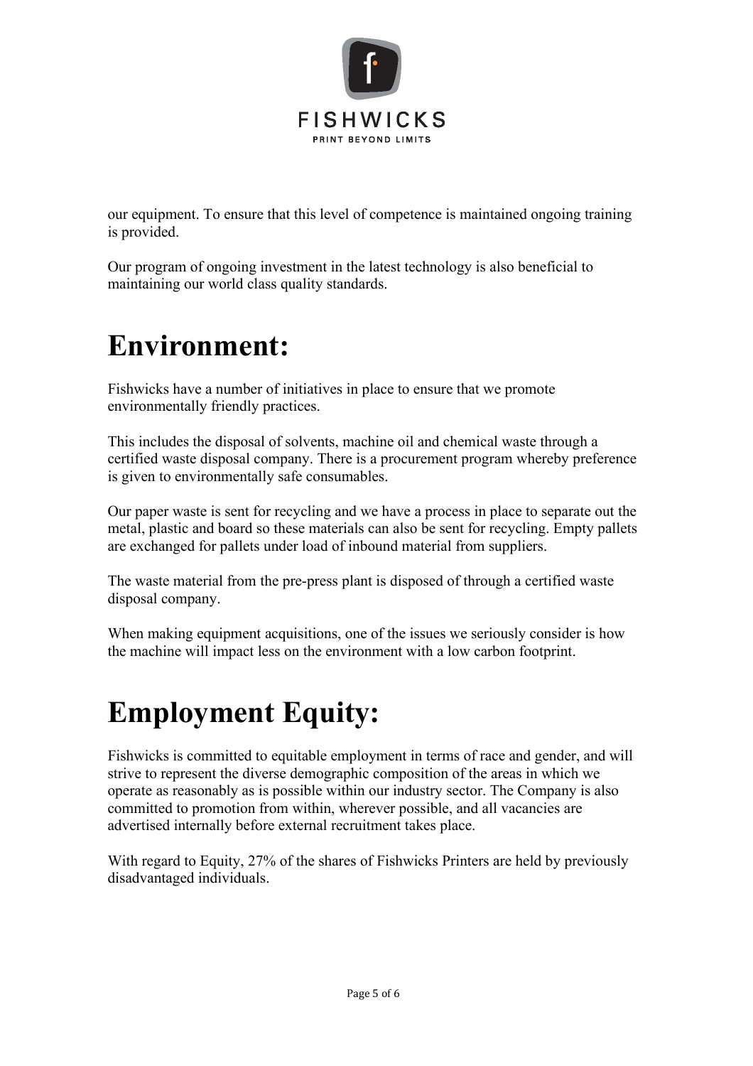our equipment. To ensure that this level of competence is maintained ongoing training is provided.

Our program of ongoing investment in the latest technology is also beneficial to maintaining our world class quality standards.

# Environment:

Fishwicks have a number of initiatives in place to ensure that we promote environmentally friendly practices.

This includes the disposal of solvents, machine oil and chemical waste through a certified waste disposal company. There is a procurement program whereby preference is given to environmentally safe consumables.

Our paper waste is sent for recycling and we have a process in place to separate out the metal, plastic and board so these materials can also be sent for recycling. Empty pallets are exchanged for pallets under load of inbound material from suppliers.

The waste material from the pre-press plant is disposed of through a certified waste disposal company.

When making equipment acquisitions, one of the issues we seriously consider is how the machine will impact less on the environment with a low carbon footprint.

# Employment Equity:

Fishwicks is committed to equitable employment in terms of race and gender, and will strive to represent the diverse demographic composition of the areas in which we operate as reasonably as is possible within our industry sector. The Company is also committed to promotion from within, wherever possible, and all vacancies are advertised internally before external recruitment takes place.

With regard to Equity, 27% of the shares of Fishwicks Printers are held by previously disadvantaged individuals.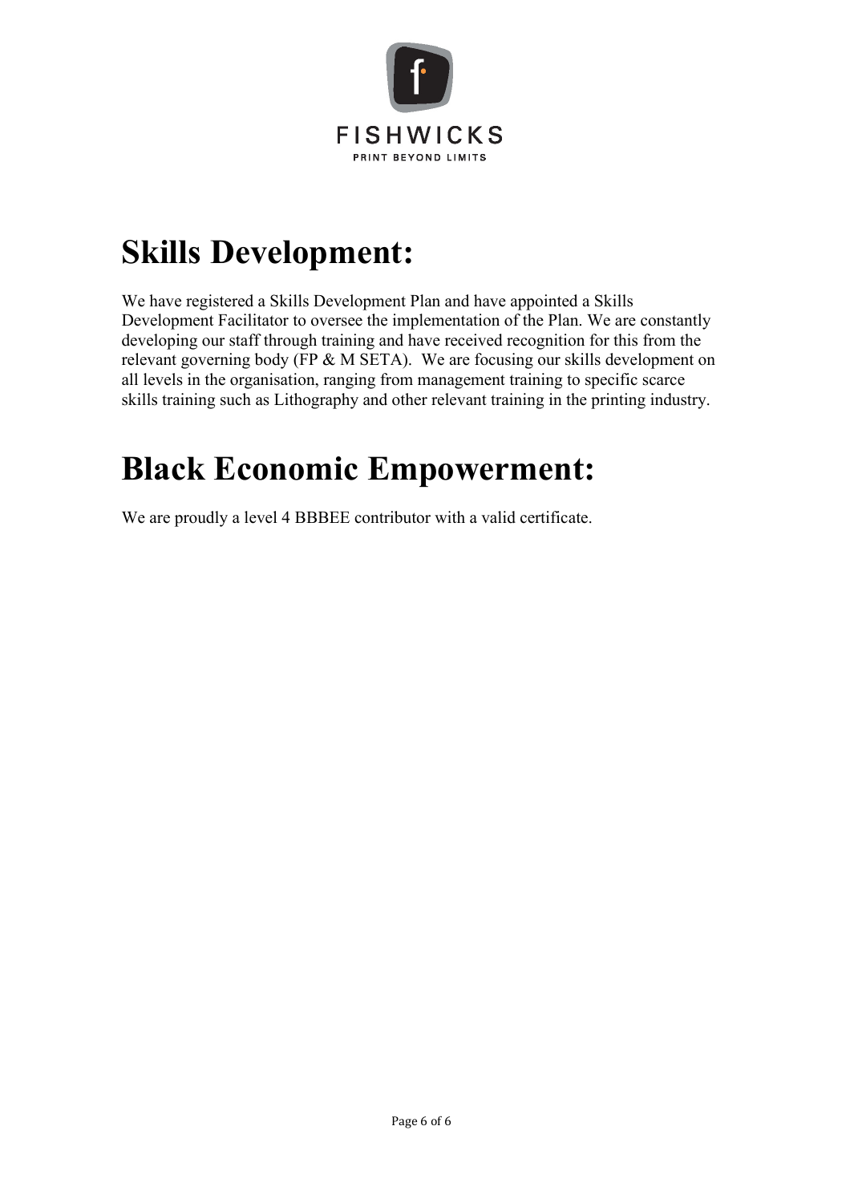# Skills Development:

We have registered a Skills Development Plan and have appointed a Skills Development Facilitator to oversee the implementation of the Plan. We are constantly developing our staff through training and have received recognition for this from the relevant governing body (FP & M SETA). We are focusing our skills development on all levels in the organisation, ranging from management training to specific scarce skills training such as Lithography and other relevant training in the printing industry.

# Black Economic Empowerment:

We are proudly a level 4 BBBEE contributor with a valid certificate.